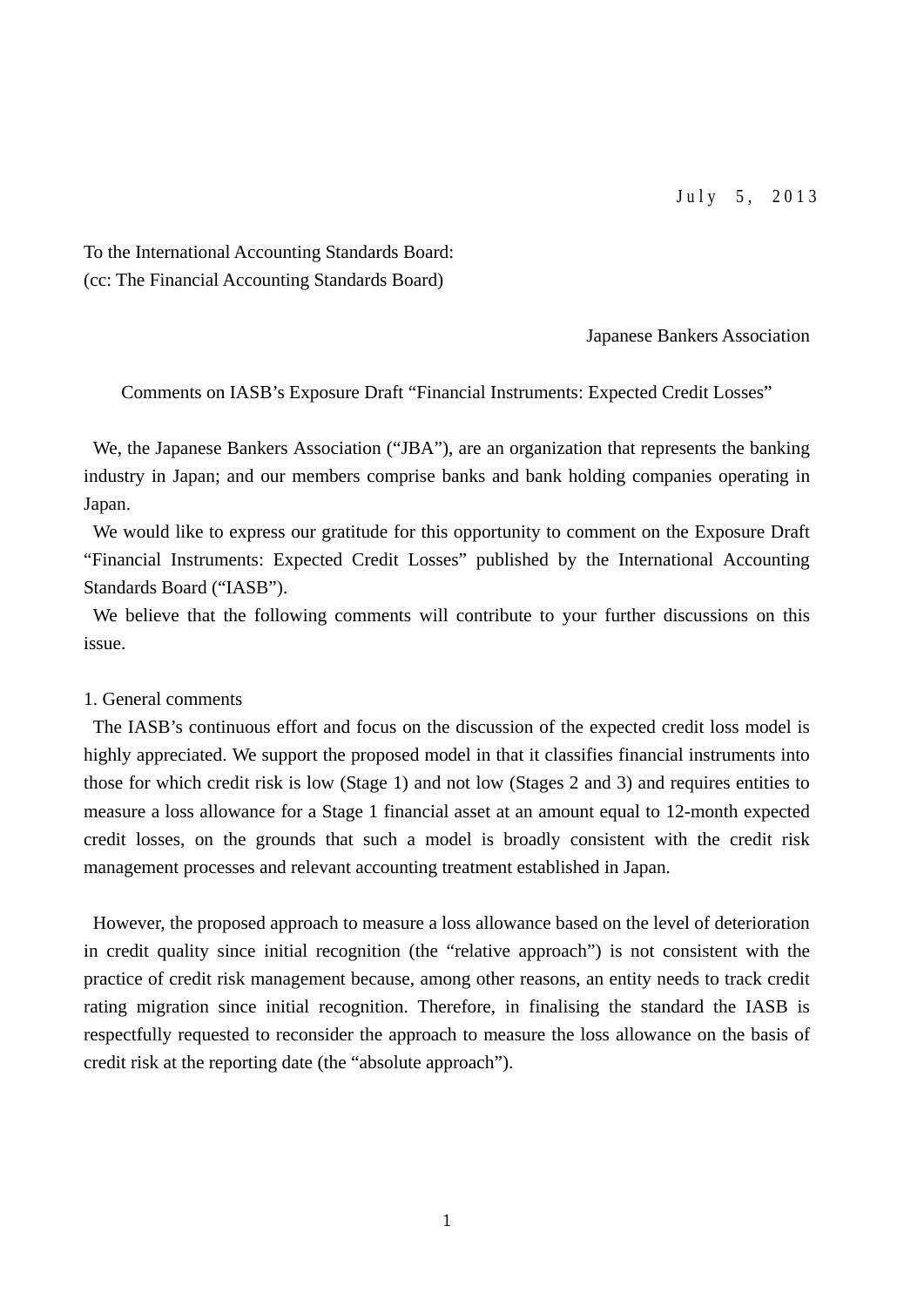July 5, 2013

To the International Accounting Standards Board:
(cc: The Financial Accounting Standards Board)

Japanese Bankers Association

Comments on IASB's Exposure Draft "Financial Instruments: Expected Credit Losses"

We, the Japanese Bankers Association ("JBA"), are an organization that represents the banking industry in Japan; and our members comprise banks and bank holding companies operating in Japan.

We would like to express our gratitude for this opportunity to comment on the Exposure Draft "Financial Instruments: Expected Credit Losses" published by the International Accounting Standards Board ("IASB").

We believe that the following comments will contribute to your further discussions on this issue.

## 1. General comments

The IASB's continuous effort and focus on the discussion of the expected credit loss model is highly appreciated. We support the proposed model in that it classifies financial instruments into those for which credit risk is low (Stage 1) and not low (Stages 2 and 3) and requires entities to measure a loss allowance for a Stage 1 financial asset at an amount equal to 12-month expected credit losses, on the grounds that such a model is broadly consistent with the credit risk management processes and relevant accounting treatment established in Japan.

However, the proposed approach to measure a loss allowance based on the level of deterioration in credit quality since initial recognition (the "relative approach") is not consistent with the practice of credit risk management because, among other reasons, an entity needs to track credit rating migration since initial recognition. Therefore, in finalising the standard the IASB is respectfully requested to reconsider the approach to measure the loss allowance on the basis of credit risk at the reporting date (the "absolute approach").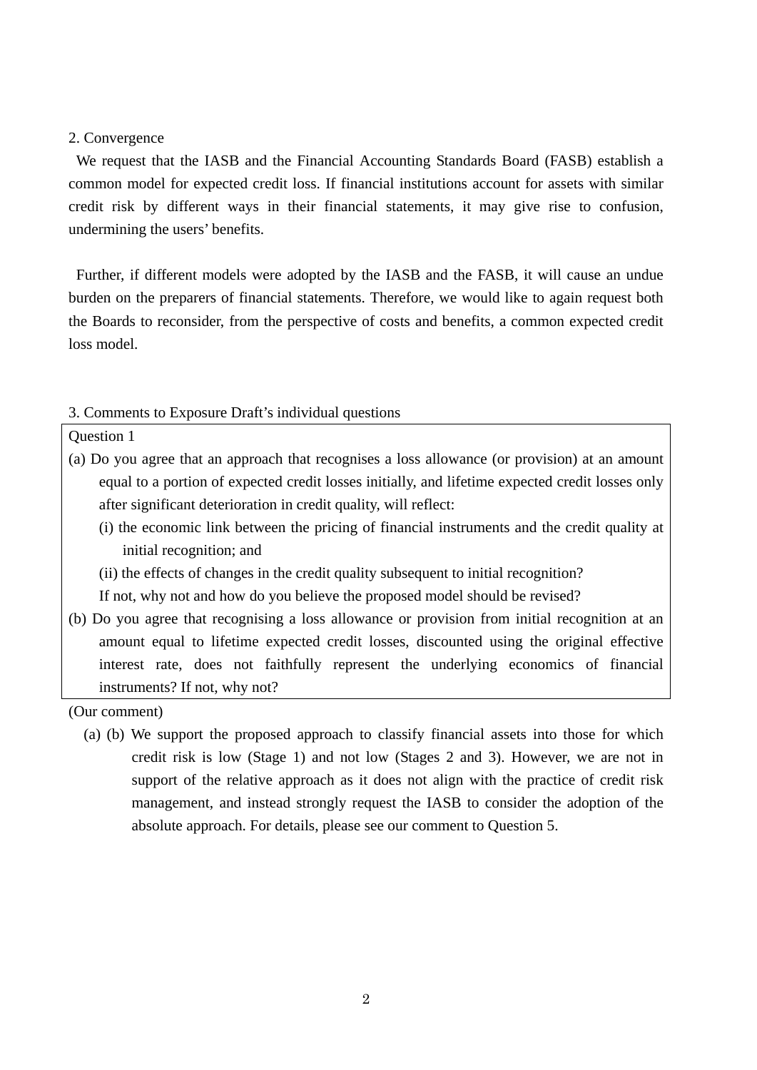## 2. Convergence

We request that the IASB and the Financial Accounting Standards Board (FASB) establish a common model for expected credit loss. If financial institutions account for assets with similar credit risk by different ways in their financial statements, it may give rise to confusion, undermining the users' benefits.

Further, if different models were adopted by the IASB and the FASB, it will cause an undue burden on the preparers of financial statements. Therefore, we would like to again request both the Boards to reconsider, from the perspective of costs and benefits, a common expected credit loss model.

## 3. Comments to Exposure Draft's individual questions

> Question 1
>
> (a) Do you agree that an approach that recognises a loss allowance (or provision) at an amount equal to a portion of expected credit losses initially, and lifetime expected credit losses only after significant deterioration in credit quality, will reflect:
>
> (i) the economic link between the pricing of financial instruments and the credit quality at initial recognition; and
>
> (ii) the effects of changes in the credit quality subsequent to initial recognition?
>
> If not, why not and how do you believe the proposed model should be revised?
>
> (b) Do you agree that recognising a loss allowance or provision from initial recognition at an amount equal to lifetime expected credit losses, discounted using the original effective interest rate, does not faithfully represent the underlying economics of financial instruments? If not, why not?

(Our comment)

(a) (b) We support the proposed approach to classify financial assets into those for which credit risk is low (Stage 1) and not low (Stages 2 and 3). However, we are not in support of the relative approach as it does not align with the practice of credit risk management, and instead strongly request the IASB to consider the adoption of the absolute approach. For details, please see our comment to Question 5.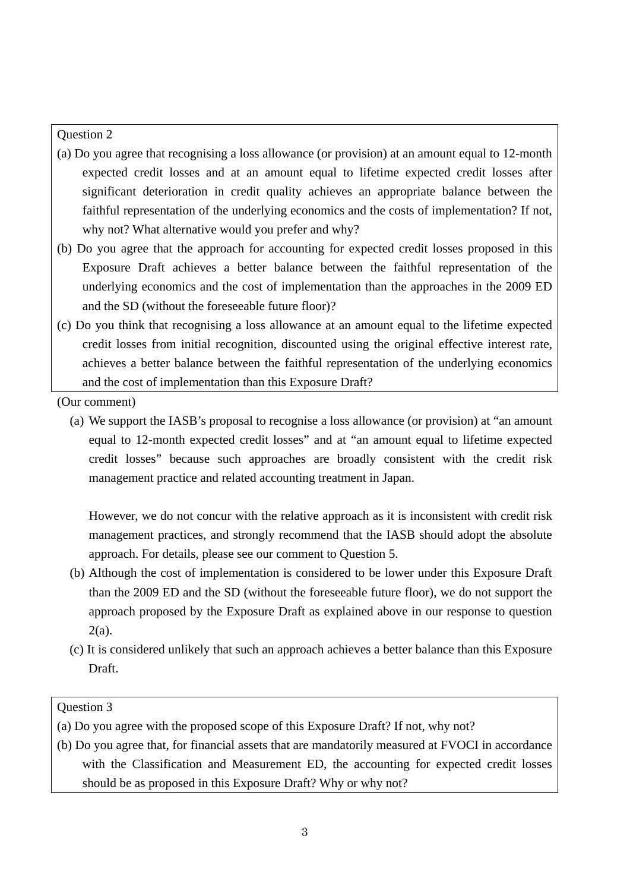> Question 2
>
> (a) Do you agree that recognising a loss allowance (or provision) at an amount equal to 12-month expected credit losses and at an amount equal to lifetime expected credit losses after significant deterioration in credit quality achieves an appropriate balance between the faithful representation of the underlying economics and the costs of implementation? If not, why not? What alternative would you prefer and why?
>
> (b) Do you agree that the approach for accounting for expected credit losses proposed in this Exposure Draft achieves a better balance between the faithful representation of the underlying economics and the cost of implementation than the approaches in the 2009 ED and the SD (without the foreseeable future floor)?
>
> (c) Do you think that recognising a loss allowance at an amount equal to the lifetime expected credit losses from initial recognition, discounted using the original effective interest rate, achieves a better balance between the faithful representation of the underlying economics and the cost of implementation than this Exposure Draft?

(Our comment)

(a) We support the IASB's proposal to recognise a loss allowance (or provision) at "an amount equal to 12-month expected credit losses" and at "an amount equal to lifetime expected credit losses" because such approaches are broadly consistent with the credit risk management practice and related accounting treatment in Japan.

However, we do not concur with the relative approach as it is inconsistent with credit risk management practices, and strongly recommend that the IASB should adopt the absolute approach. For details, please see our comment to Question 5.

(b) Although the cost of implementation is considered to be lower under this Exposure Draft than the 2009 ED and the SD (without the foreseeable future floor), we do not support the approach proposed by the Exposure Draft as explained above in our response to question 2(a).

(c) It is considered unlikely that such an approach achieves a better balance than this Exposure Draft.

> Question 3
>
> (a) Do you agree with the proposed scope of this Exposure Draft? If not, why not?
>
> (b) Do you agree that, for financial assets that are mandatorily measured at FVOCI in accordance with the Classification and Measurement ED, the accounting for expected credit losses should be as proposed in this Exposure Draft? Why or why not?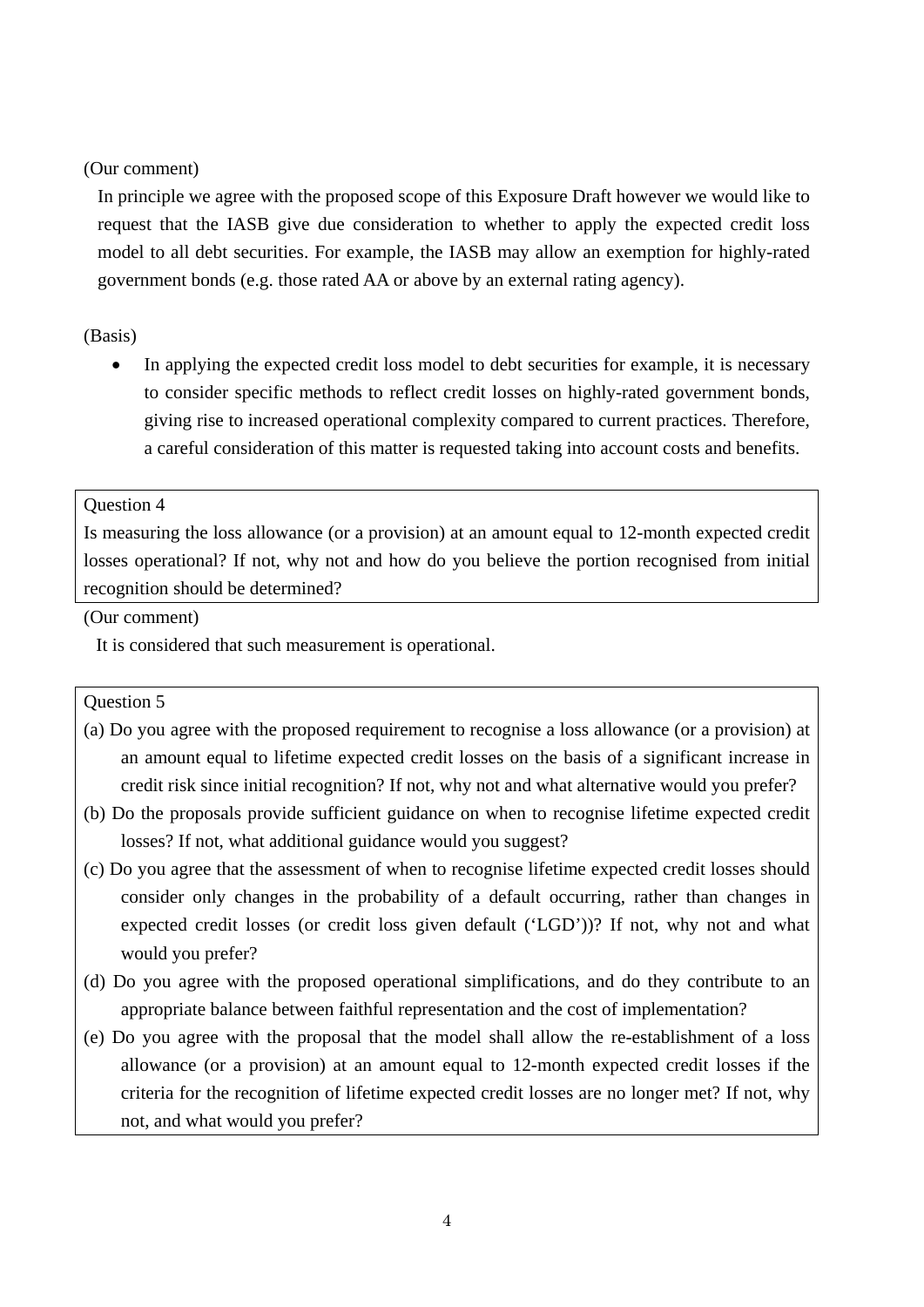(Our comment)

In principle we agree with the proposed scope of this Exposure Draft however we would like to request that the IASB give due consideration to whether to apply the expected credit loss model to all debt securities. For example, the IASB may allow an exemption for highly-rated government bonds (e.g. those rated AA or above by an external rating agency).

(Basis)

- In applying the expected credit loss model to debt securities for example, it is necessary to consider specific methods to reflect credit losses on highly-rated government bonds, giving rise to increased operational complexity compared to current practices. Therefore, a careful consideration of this matter is requested taking into account costs and benefits.

> Question 4
>
> Is measuring the loss allowance (or a provision) at an amount equal to 12-month expected credit losses operational? If not, why not and how do you believe the portion recognised from initial recognition should be determined?

(Our comment)

It is considered that such measurement is operational.

> Question 5
>
> (a) Do you agree with the proposed requirement to recognise a loss allowance (or a provision) at an amount equal to lifetime expected credit losses on the basis of a significant increase in credit risk since initial recognition? If not, why not and what alternative would you prefer?
>
> (b) Do the proposals provide sufficient guidance on when to recognise lifetime expected credit losses? If not, what additional guidance would you suggest?
>
> (c) Do you agree that the assessment of when to recognise lifetime expected credit losses should consider only changes in the probability of a default occurring, rather than changes in expected credit losses (or credit loss given default ('LGD'))? If not, why not and what would you prefer?
>
> (d) Do you agree with the proposed operational simplifications, and do they contribute to an appropriate balance between faithful representation and the cost of implementation?
>
> (e) Do you agree with the proposal that the model shall allow the re-establishment of a loss allowance (or a provision) at an amount equal to 12-month expected credit losses if the criteria for the recognition of lifetime expected credit losses are no longer met? If not, why not, and what would you prefer?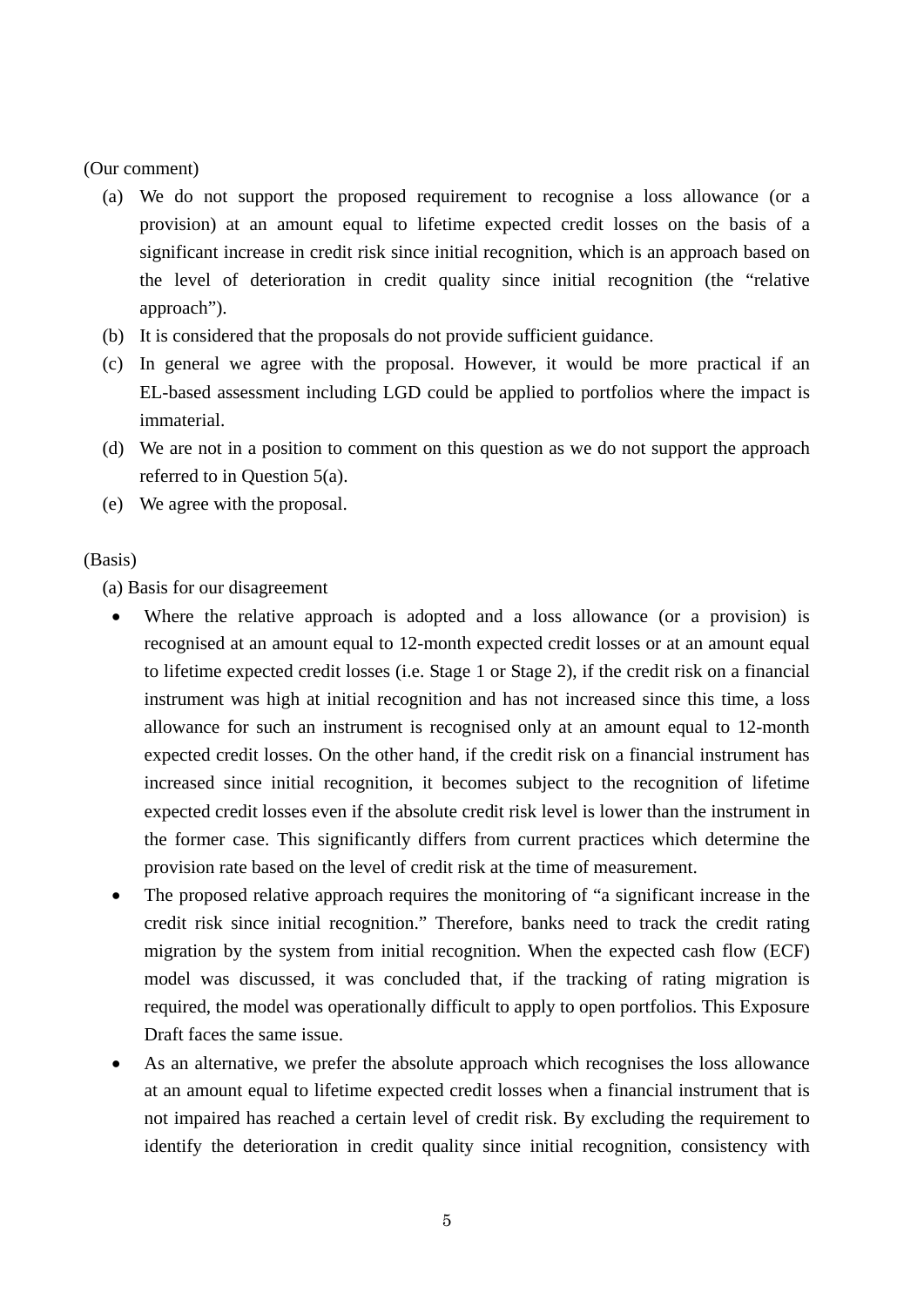(Our comment)

(a) We do not support the proposed requirement to recognise a loss allowance (or a provision) at an amount equal to lifetime expected credit losses on the basis of a significant increase in credit risk since initial recognition, which is an approach based on the level of deterioration in credit quality since initial recognition (the "relative approach").

(b) It is considered that the proposals do not provide sufficient guidance.

(c) In general we agree with the proposal. However, it would be more practical if an EL-based assessment including LGD could be applied to portfolios where the impact is immaterial.

(d) We are not in a position to comment on this question as we do not support the approach referred to in Question 5(a).

(e) We agree with the proposal.

(Basis)

(a) Basis for our disagreement

- Where the relative approach is adopted and a loss allowance (or a provision) is recognised at an amount equal to 12-month expected credit losses or at an amount equal to lifetime expected credit losses (i.e. Stage 1 or Stage 2), if the credit risk on a financial instrument was high at initial recognition and has not increased since this time, a loss allowance for such an instrument is recognised only at an amount equal to 12-month expected credit losses. On the other hand, if the credit risk on a financial instrument has increased since initial recognition, it becomes subject to the recognition of lifetime expected credit losses even if the absolute credit risk level is lower than the instrument in the former case. This significantly differs from current practices which determine the provision rate based on the level of credit risk at the time of measurement.
- The proposed relative approach requires the monitoring of "a significant increase in the credit risk since initial recognition." Therefore, banks need to track the credit rating migration by the system from initial recognition. When the expected cash flow (ECF) model was discussed, it was concluded that, if the tracking of rating migration is required, the model was operationally difficult to apply to open portfolios. This Exposure Draft faces the same issue.
- As an alternative, we prefer the absolute approach which recognises the loss allowance at an amount equal to lifetime expected credit losses when a financial instrument that is not impaired has reached a certain level of credit risk. By excluding the requirement to identify the deterioration in credit quality since initial recognition, consistency with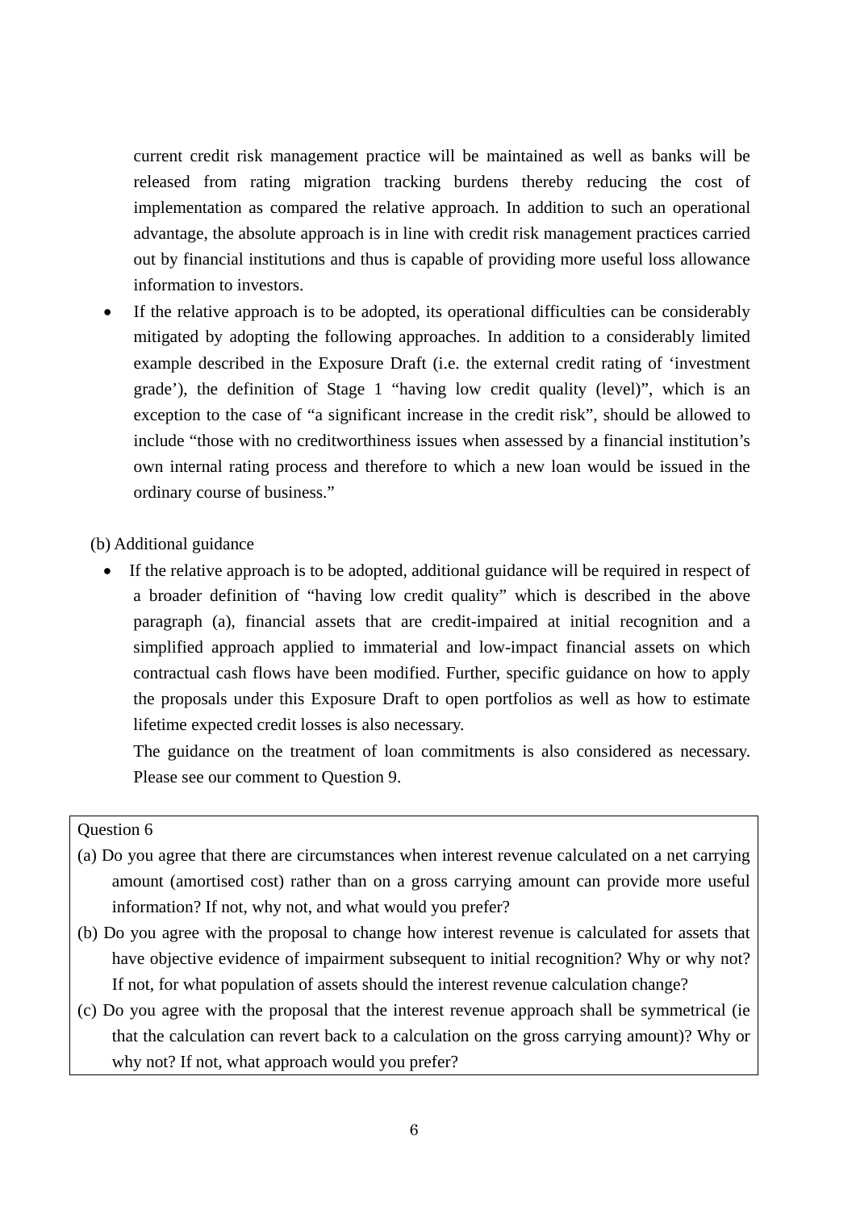current credit risk management practice will be maintained as well as banks will be released from rating migration tracking burdens thereby reducing the cost of implementation as compared the relative approach. In addition to such an operational advantage, the absolute approach is in line with credit risk management practices carried out by financial institutions and thus is capable of providing more useful loss allowance information to investors.

- If the relative approach is to be adopted, its operational difficulties can be considerably mitigated by adopting the following approaches. In addition to a considerably limited example described in the Exposure Draft (i.e. the external credit rating of 'investment grade'), the definition of Stage 1 "having low credit quality (level)", which is an exception to the case of "a significant increase in the credit risk", should be allowed to include "those with no creditworthiness issues when assessed by a financial institution's own internal rating process and therefore to which a new loan would be issued in the ordinary course of business."

(b) Additional guidance

- If the relative approach is to be adopted, additional guidance will be required in respect of a broader definition of "having low credit quality" which is described in the above paragraph (a), financial assets that are credit-impaired at initial recognition and a simplified approach applied to immaterial and low-impact financial assets on which contractual cash flows have been modified. Further, specific guidance on how to apply the proposals under this Exposure Draft to open portfolios as well as how to estimate lifetime expected credit losses is also necessary.

  The guidance on the treatment of loan commitments is also considered as necessary. Please see our comment to Question 9.

> Question 6
>
> (a) Do you agree that there are circumstances when interest revenue calculated on a net carrying amount (amortised cost) rather than on a gross carrying amount can provide more useful information? If not, why not, and what would you prefer?
>
> (b) Do you agree with the proposal to change how interest revenue is calculated for assets that have objective evidence of impairment subsequent to initial recognition? Why or why not? If not, for what population of assets should the interest revenue calculation change?
>
> (c) Do you agree with the proposal that the interest revenue approach shall be symmetrical (ie that the calculation can revert back to a calculation on the gross carrying amount)? Why or why not? If not, what approach would you prefer?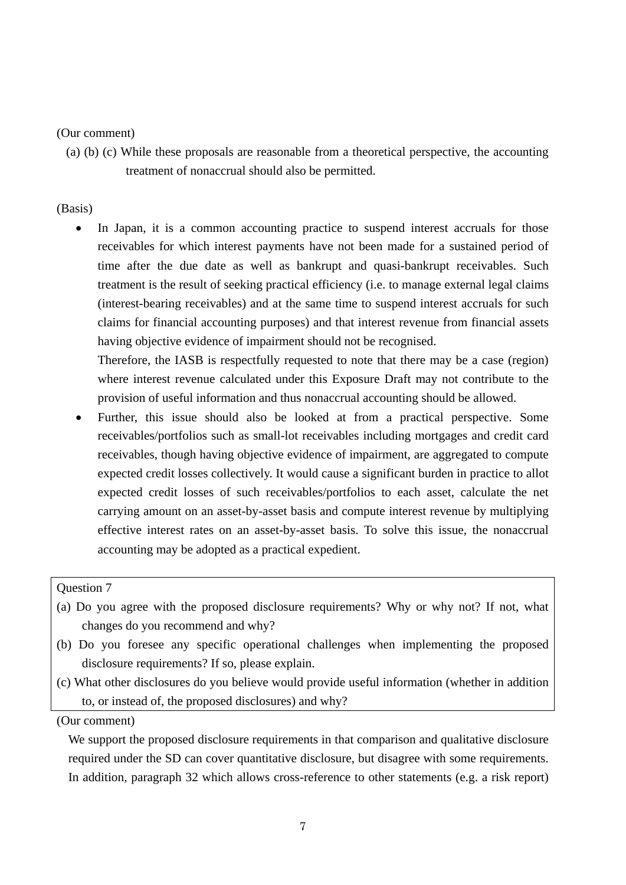(Our comment)

(a) (b) (c) While these proposals are reasonable from a theoretical perspective, the accounting treatment of nonaccrual should also be permitted.

(Basis)

- In Japan, it is a common accounting practice to suspend interest accruals for those receivables for which interest payments have not been made for a sustained period of time after the due date as well as bankrupt and quasi-bankrupt receivables. Such treatment is the result of seeking practical efficiency (i.e. to manage external legal claims (interest-bearing receivables) and at the same time to suspend interest accruals for such claims for financial accounting purposes) and that interest revenue from financial assets having objective evidence of impairment should not be recognised.

  Therefore, the IASB is respectfully requested to note that there may be a case (region) where interest revenue calculated under this Exposure Draft may not contribute to the provision of useful information and thus nonaccrual accounting should be allowed.

- Further, this issue should also be looked at from a practical perspective. Some receivables/portfolios such as small-lot receivables including mortgages and credit card receivables, though having objective evidence of impairment, are aggregated to compute expected credit losses collectively. It would cause a significant burden in practice to allot expected credit losses of such receivables/portfolios to each asset, calculate the net carrying amount on an asset-by-asset basis and compute interest revenue by multiplying effective interest rates on an asset-by-asset basis. To solve this issue, the nonaccrual accounting may be adopted as a practical expedient.

| Question 7 |
|---|
| (a) Do you agree with the proposed disclosure requirements? Why or why not? If not, what changes do you recommend and why? |
| (b) Do you foresee any specific operational challenges when implementing the proposed disclosure requirements? If so, please explain. |
| (c) What other disclosures do you believe would provide useful information (whether in addition to, or instead of, the proposed disclosures) and why? |

(Our comment)

We support the proposed disclosure requirements in that comparison and qualitative disclosure required under the SD can cover quantitative disclosure, but disagree with some requirements. In addition, paragraph 32 which allows cross-reference to other statements (e.g. a risk report)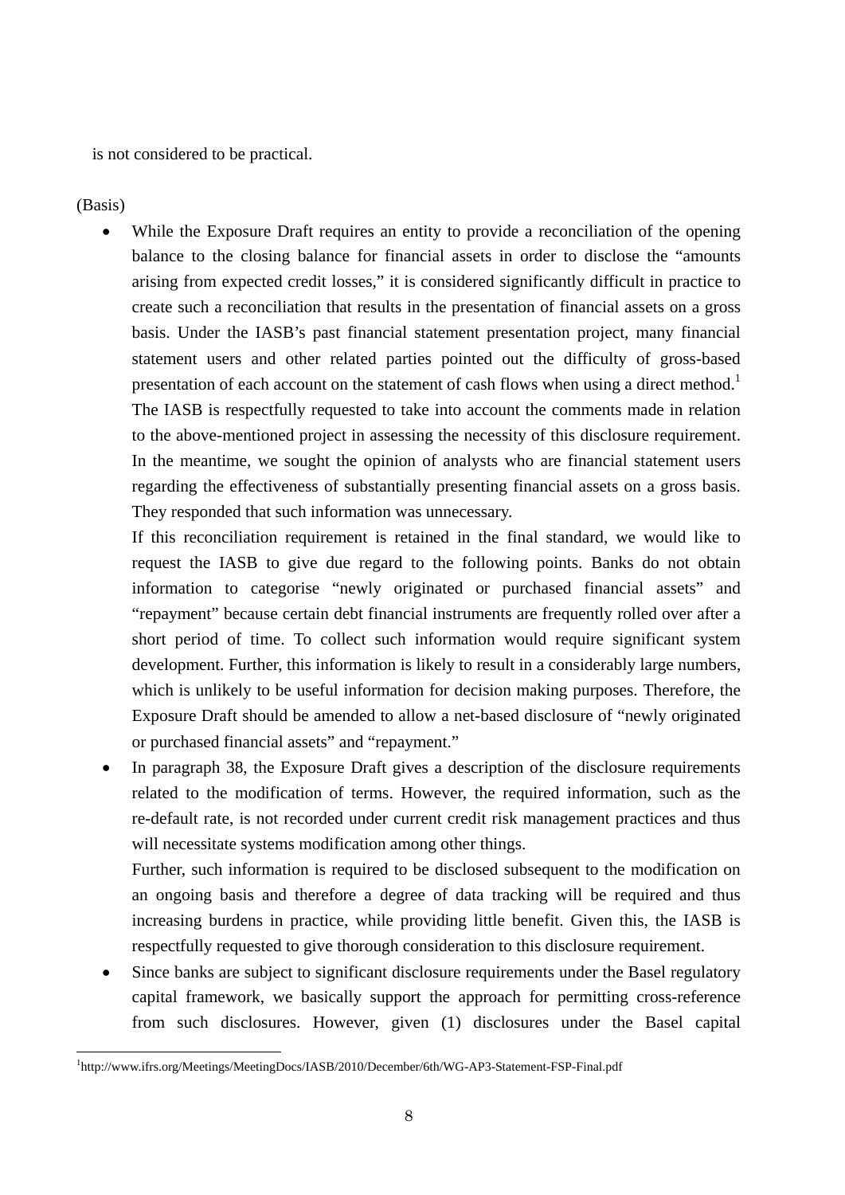is not considered to be practical.

(Basis)

- While the Exposure Draft requires an entity to provide a reconciliation of the opening balance to the closing balance for financial assets in order to disclose the "amounts arising from expected credit losses," it is considered significantly difficult in practice to create such a reconciliation that results in the presentation of financial assets on a gross basis. Under the IASB's past financial statement presentation project, many financial statement users and other related parties pointed out the difficulty of gross-based presentation of each account on the statement of cash flows when using a direct method.[1] The IASB is respectfully requested to take into account the comments made in relation to the above-mentioned project in assessing the necessity of this disclosure requirement. In the meantime, we sought the opinion of analysts who are financial statement users regarding the effectiveness of substantially presenting financial assets on a gross basis. They responded that such information was unnecessary.

  If this reconciliation requirement is retained in the final standard, we would like to request the IASB to give due regard to the following points. Banks do not obtain information to categorise "newly originated or purchased financial assets" and "repayment" because certain debt financial instruments are frequently rolled over after a short period of time. To collect such information would require significant system development. Further, this information is likely to result in a considerably large numbers, which is unlikely to be useful information for decision making purposes. Therefore, the Exposure Draft should be amended to allow a net-based disclosure of "newly originated or purchased financial assets" and "repayment."

- In paragraph 38, the Exposure Draft gives a description of the disclosure requirements related to the modification of terms. However, the required information, such as the re-default rate, is not recorded under current credit risk management practices and thus will necessitate systems modification among other things.

  Further, such information is required to be disclosed subsequent to the modification on an ongoing basis and therefore a degree of data tracking will be required and thus increasing burdens in practice, while providing little benefit. Given this, the IASB is respectfully requested to give thorough consideration to this disclosure requirement.

- Since banks are subject to significant disclosure requirements under the Basel regulatory capital framework, we basically support the approach for permitting cross-reference from such disclosures. However, given (1) disclosures under the Basel capital

[1] http://www.ifrs.org/Meetings/MeetingDocs/IASB/2010/December/6th/WG-AP3-Statement-FSP-Final.pdf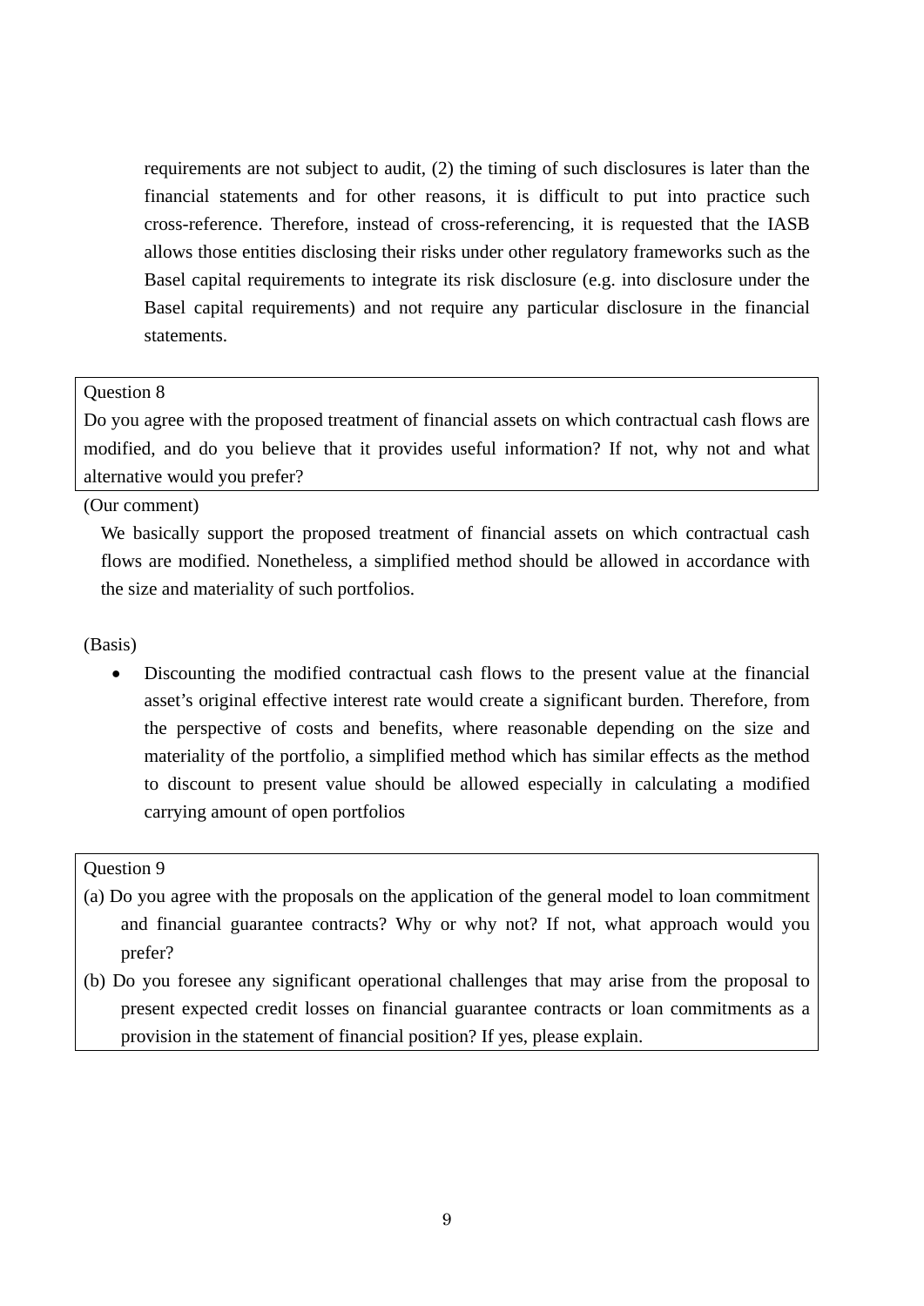requirements are not subject to audit, (2) the timing of such disclosures is later than the financial statements and for other reasons, it is difficult to put into practice such cross-reference. Therefore, instead of cross-referencing, it is requested that the IASB allows those entities disclosing their risks under other regulatory frameworks such as the Basel capital requirements to integrate its risk disclosure (e.g. into disclosure under the Basel capital requirements) and not require any particular disclosure in the financial statements.

| Question 8 |
|---|
| Do you agree with the proposed treatment of financial assets on which contractual cash flows are modified, and do you believe that it provides useful information? If not, why not and what alternative would you prefer? |

(Our comment)

We basically support the proposed treatment of financial assets on which contractual cash flows are modified. Nonetheless, a simplified method should be allowed in accordance with the size and materiality of such portfolios.

(Basis)

- Discounting the modified contractual cash flows to the present value at the financial asset's original effective interest rate would create a significant burden. Therefore, from the perspective of costs and benefits, where reasonable depending on the size and materiality of the portfolio, a simplified method which has similar effects as the method to discount to present value should be allowed especially in calculating a modified carrying amount of open portfolios

| Question 9 |
|---|
| (a) Do you agree with the proposals on the application of the general model to loan commitment and financial guarantee contracts? Why or why not? If not, what approach would you prefer?<br>(b) Do you foresee any significant operational challenges that may arise from the proposal to present expected credit losses on financial guarantee contracts or loan commitments as a provision in the statement of financial position? If yes, please explain. |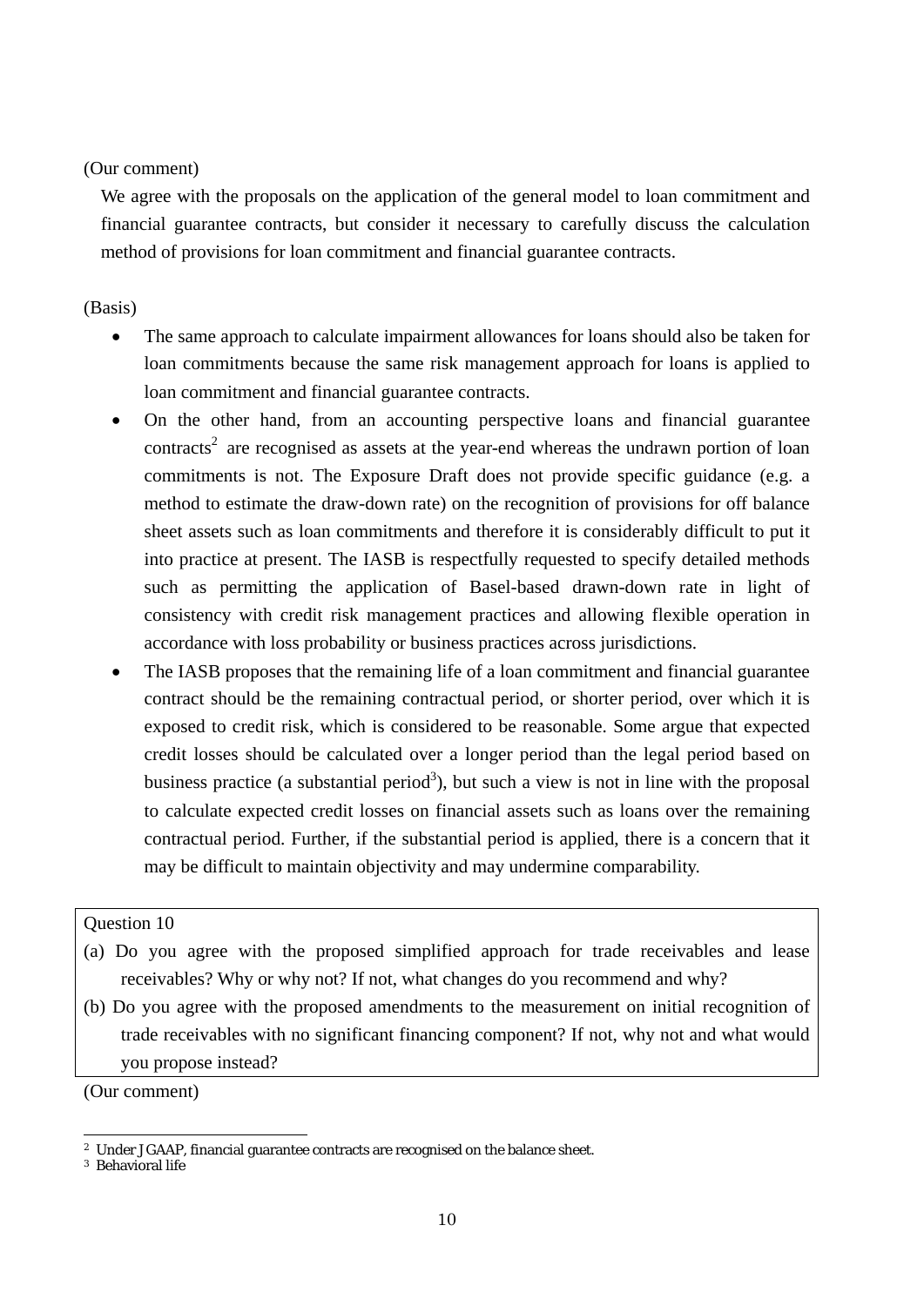(Our comment)

We agree with the proposals on the application of the general model to loan commitment and financial guarantee contracts, but consider it necessary to carefully discuss the calculation method of provisions for loan commitment and financial guarantee contracts.

(Basis)

- The same approach to calculate impairment allowances for loans should also be taken for loan commitments because the same risk management approach for loans is applied to loan commitment and financial guarantee contracts.
- On the other hand, from an accounting perspective loans and financial guarantee contracts[2] are recognised as assets at the year-end whereas the undrawn portion of loan commitments is not. The Exposure Draft does not provide specific guidance (e.g. a method to estimate the draw-down rate) on the recognition of provisions for off balance sheet assets such as loan commitments and therefore it is considerably difficult to put it into practice at present. The IASB is respectfully requested to specify detailed methods such as permitting the application of Basel-based drawn-down rate in light of consistency with credit risk management practices and allowing flexible operation in accordance with loss probability or business practices across jurisdictions.
- The IASB proposes that the remaining life of a loan commitment and financial guarantee contract should be the remaining contractual period, or shorter period, over which it is exposed to credit risk, which is considered to be reasonable. Some argue that expected credit losses should be calculated over a longer period than the legal period based on business practice (a substantial period[3]), but such a view is not in line with the proposal to calculate expected credit losses on financial assets such as loans over the remaining contractual period. Further, if the substantial period is applied, there is a concern that it may be difficult to maintain objectivity and may undermine comparability.

| Question 10 |
|---|
| (a) Do you agree with the proposed simplified approach for trade receivables and lease receivables? Why or why not? If not, what changes do you recommend and why?<br>(b) Do you agree with the proposed amendments to the measurement on initial recognition of trade receivables with no significant financing component? If not, why not and what would you propose instead? |

(Our comment)

---

[2] Under JGAAP, financial guarantee contracts are recognised on the balance sheet.

[3] Behavioral life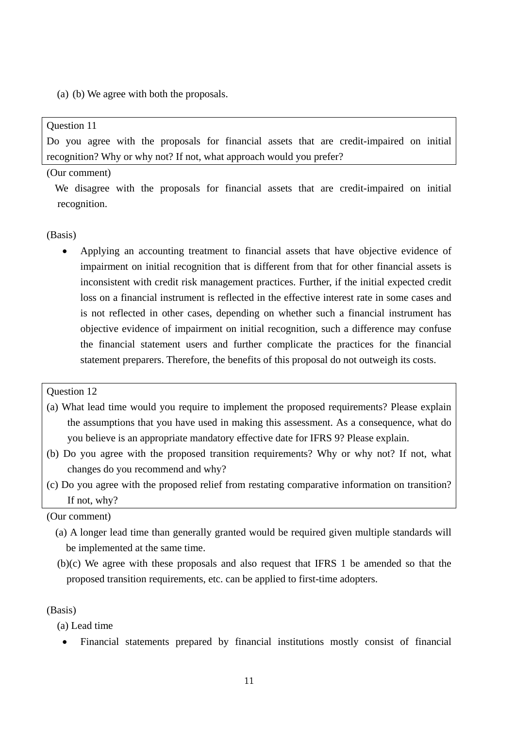(a) (b) We agree with both the proposals.

| Question 11 |
|---|
| Do you agree with the proposals for financial assets that are credit-impaired on initial recognition? Why or why not? If not, what approach would you prefer? |

(Our comment)

We disagree with the proposals for financial assets that are credit-impaired on initial recognition.

(Basis)

- Applying an accounting treatment to financial assets that have objective evidence of impairment on initial recognition that is different from that for other financial assets is inconsistent with credit risk management practices. Further, if the initial expected credit loss on a financial instrument is reflected in the effective interest rate in some cases and is not reflected in other cases, depending on whether such a financial instrument has objective evidence of impairment on initial recognition, such a difference may confuse the financial statement users and further complicate the practices for the financial statement preparers. Therefore, the benefits of this proposal do not outweigh its costs.

| Question 12 |
|---|
| (a) What lead time would you require to implement the proposed requirements? Please explain the assumptions that you have used in making this assessment. As a consequence, what do you believe is an appropriate mandatory effective date for IFRS 9? Please explain.<br>(b) Do you agree with the proposed transition requirements? Why or why not? If not, what changes do you recommend and why?<br>(c) Do you agree with the proposed relief from restating comparative information on transition? If not, why? |

(Our comment)

(a) A longer lead time than generally granted would be required given multiple standards will be implemented at the same time.

(b)(c) We agree with these proposals and also request that IFRS 1 be amended so that the proposed transition requirements, etc. can be applied to first-time adopters.

(Basis)

(a) Lead time

- Financial statements prepared by financial institutions mostly consist of financial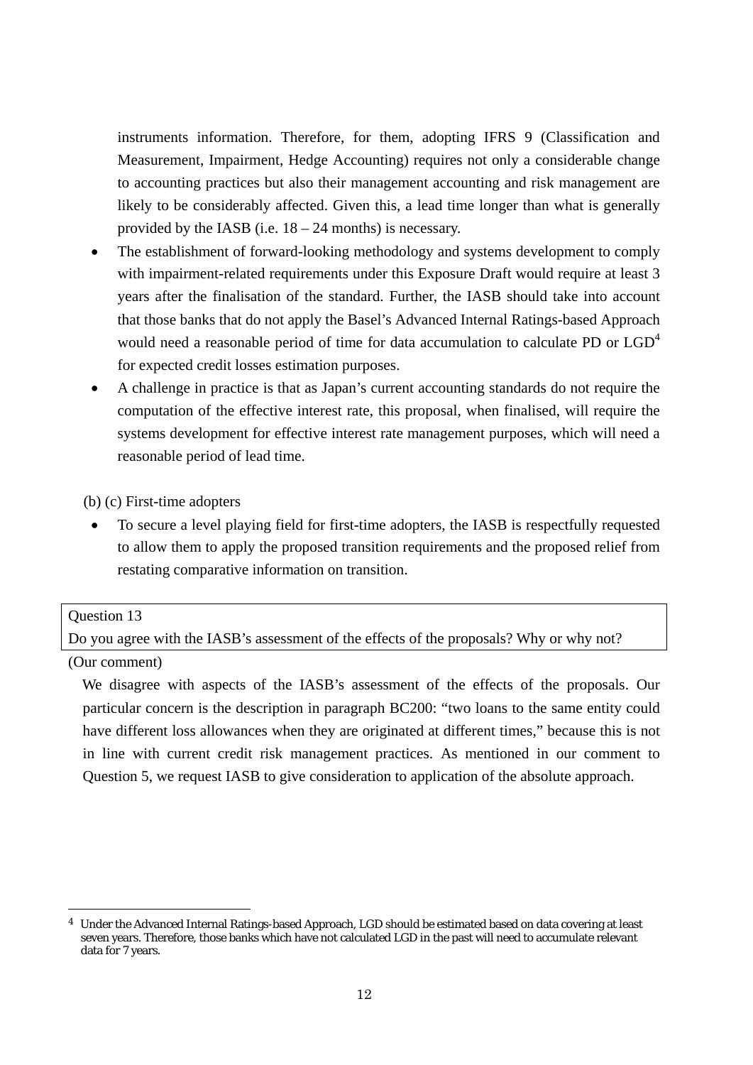instruments information. Therefore, for them, adopting IFRS 9 (Classification and Measurement, Impairment, Hedge Accounting) requires not only a considerable change to accounting practices but also their management accounting and risk management are likely to be considerably affected. Given this, a lead time longer than what is generally provided by the IASB (i.e. 18 – 24 months) is necessary.

- The establishment of forward-looking methodology and systems development to comply with impairment-related requirements under this Exposure Draft would require at least 3 years after the finalisation of the standard. Further, the IASB should take into account that those banks that do not apply the Basel's Advanced Internal Ratings-based Approach would need a reasonable period of time for data accumulation to calculate PD or LGD[4] for expected credit losses estimation purposes.
- A challenge in practice is that as Japan's current accounting standards do not require the computation of the effective interest rate, this proposal, when finalised, will require the systems development for effective interest rate management purposes, which will need a reasonable period of lead time.

(b) (c) First-time adopters

- To secure a level playing field for first-time adopters, the IASB is respectfully requested to allow them to apply the proposed transition requirements and the proposed relief from restating comparative information on transition.

| Question 13 |
|---|
| Do you agree with the IASB's assessment of the effects of the proposals? Why or why not? |

(Our comment)

We disagree with aspects of the IASB's assessment of the effects of the proposals. Our particular concern is the description in paragraph BC200: "two loans to the same entity could have different loss allowances when they are originated at different times," because this is not in line with current credit risk management practices. As mentioned in our comment to Question 5, we request IASB to give consideration to application of the absolute approach.

[4] Under the Advanced Internal Ratings-based Approach, LGD should be estimated based on data covering at least seven years. Therefore, those banks which have not calculated LGD in the past will need to accumulate relevant data for 7 years.